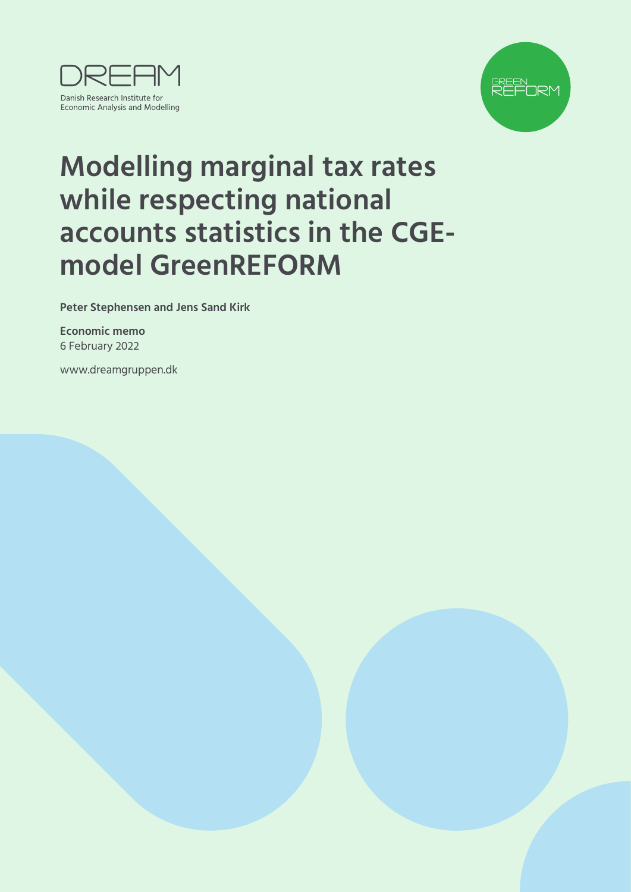DREAM

Danish Research Institute for
Economic Analysis and Modelling

GREEN REFORM

# Modelling marginal tax rates while respecting national accounts statistics in the CGE-model GreenREFORM

**Peter Stephensen and Jens Sand Kirk**

**Economic memo**
6 February 2022

www.dreamgruppen.dk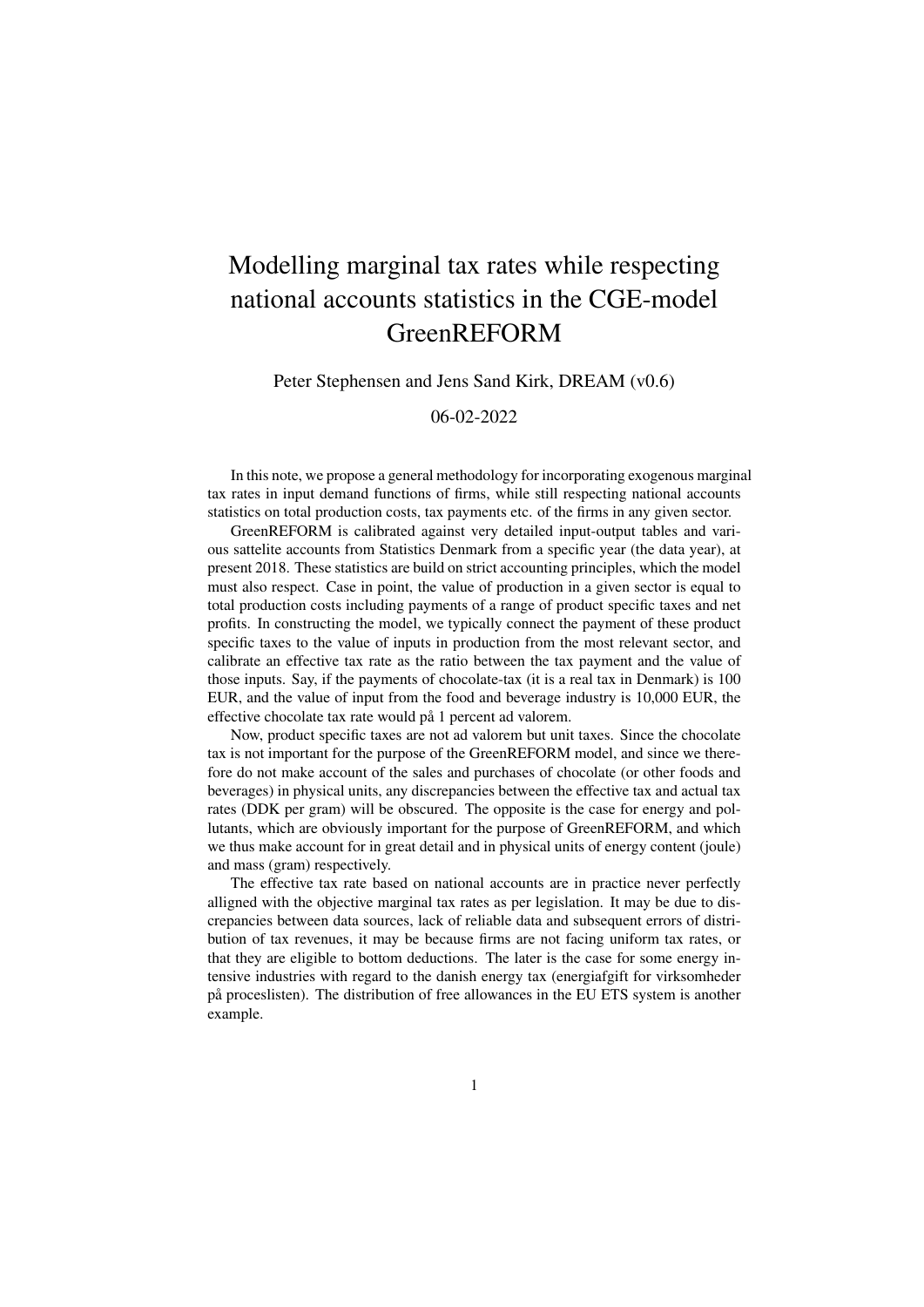# Modelling marginal tax rates while respecting national accounts statistics in the CGE-model GreenREFORM

Peter Stephensen and Jens Sand Kirk, DREAM (v0.6)

06-02-2022

In this note, we propose a general methodology for incorporating exogenous marginal tax rates in input demand functions of firms, while still respecting national accounts statistics on total production costs, tax payments etc. of the firms in any given sector.

GreenREFORM is calibrated against very detailed input-output tables and various sattelite accounts from Statistics Denmark from a specific year (the data year), at present 2018. These statistics are build on strict accounting principles, which the model must also respect. Case in point, the value of production in a given sector is equal to total production costs including payments of a range of product specific taxes and net profits. In constructing the model, we typically connect the payment of these product specific taxes to the value of inputs in production from the most relevant sector, and calibrate an effective tax rate as the ratio between the tax payment and the value of those inputs. Say, if the payments of chocolate-tax (it is a real tax in Denmark) is 100 EUR, and the value of input from the food and beverage industry is 10,000 EUR, the effective chocolate tax rate would på 1 percent ad valorem.

Now, product specific taxes are not ad valorem but unit taxes. Since the chocolate tax is not important for the purpose of the GreenREFORM model, and since we therefore do not make account of the sales and purchases of chocolate (or other foods and beverages) in physical units, any discrepancies between the effective tax and actual tax rates (DDK per gram) will be obscured. The opposite is the case for energy and pollutants, which are obviously important for the purpose of GreenREFORM, and which we thus make account for in great detail and in physical units of energy content (joule) and mass (gram) respectively.

The effective tax rate based on national accounts are in practice never perfectly alligned with the objective marginal tax rates as per legislation. It may be due to discrepancies between data sources, lack of reliable data and subsequent errors of distribution of tax revenues, it may be because firms are not facing uniform tax rates, or that they are eligible to bottom deductions. The later is the case for some energy intensive industries with regard to the danish energy tax (energiafgift for virksomheder på proceslisten). The distribution of free allowances in the EU ETS system is another example.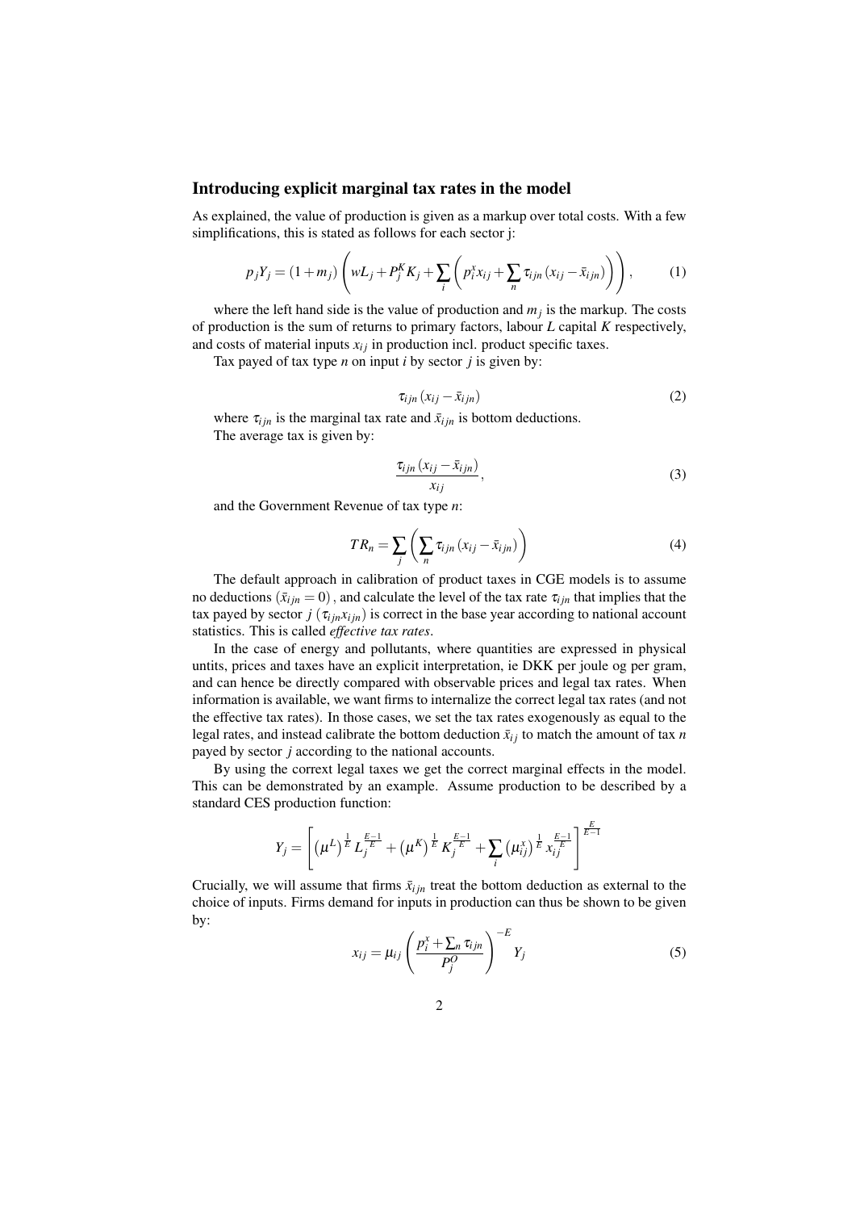### Introducing explicit marginal tax rates in the model

As explained, the value of production is given as a markup over total costs. With a few simplifications, this is stated as follows for each sector j:

$$p_j Y_j = (1+m_j)\left(wL_j + P_j^K K_j + \sum_i \left(p_i^x x_{ij} + \sum_n \tau_{ijn}\left(x_{ij} - \bar{x}_{ijn}\right)\right)\right), \tag{1}$$

where the left hand side is the value of production and $m_j$ is the markup. The costs of production is the sum of returns to primary factors, labour $L$ capital $K$ respectively, and costs of material inputs $x_{ij}$ in production incl. product specific taxes.

Tax payed of tax type $n$ on input $i$ by sector $j$ is given by:

$$\tau_{ijn}\left(x_{ij} - \bar{x}_{ijn}\right) \tag{2}$$

where $\tau_{ijn}$ is the marginal tax rate and $\bar{x}_{ijn}$ is bottom deductions.
The average tax is given by:

$$\frac{\tau_{ijn}\left(x_{ij} - \bar{x}_{ijn}\right)}{x_{ij}}, \tag{3}$$

and the Government Revenue of tax type $n$:

$$TR_n = \sum_j \left(\sum_n \tau_{ijn}\left(x_{ij} - \bar{x}_{ijn}\right)\right) \tag{4}$$

The default approach in calibration of product taxes in CGE models is to assume no deductions $(\bar{x}_{ijn} = 0)$, and calculate the level of the tax rate $\tau_{ijn}$ that implies that the tax payed by sector $j$ $(\tau_{ijn} x_{ijn})$ is correct in the base year according to national account statistics. This is called *effective tax rates*.

In the case of energy and pollutants, where quantities are expressed in physical untits, prices and taxes have an explicit interpretation, ie DKK per joule og per gram, and can hence be directly compared with observable prices and legal tax rates. When information is available, we want firms to internalize the correct legal tax rates (and not the effective tax rates). In those cases, we set the tax rates exogenously as equal to the legal rates, and instead calibrate the bottom deduction $\bar{x}_{ij}$ to match the amount of tax $n$ payed by sector $j$ according to the national accounts.

By using the corrext legal taxes we get the correct marginal effects in the model. This can be demonstrated by an example. Assume production to be described by a standard CES production function:

$$Y_j = \left[\left(\mu^L\right)^{\frac{1}{E}} L_j^{\frac{E-1}{E}} + \left(\mu^K\right)^{\frac{1}{E}} K_j^{\frac{E-1}{E}} + \sum_i \left(\mu_{ij}^x\right)^{\frac{1}{E}} x_{ij}^{\frac{E-1}{E}}\right]^{\frac{E}{E-1}}$$

Crucially, we will assume that firms $\bar{x}_{ijn}$ treat the bottom deduction as external to the choice of inputs. Firms demand for inputs in production can thus be shown to be given by:

$$x_{ij} = \mu_{ij}\left(\frac{p_i^x + \sum_n \tau_{ijn}}{P_j^O}\right)^{-E} Y_j \tag{5}$$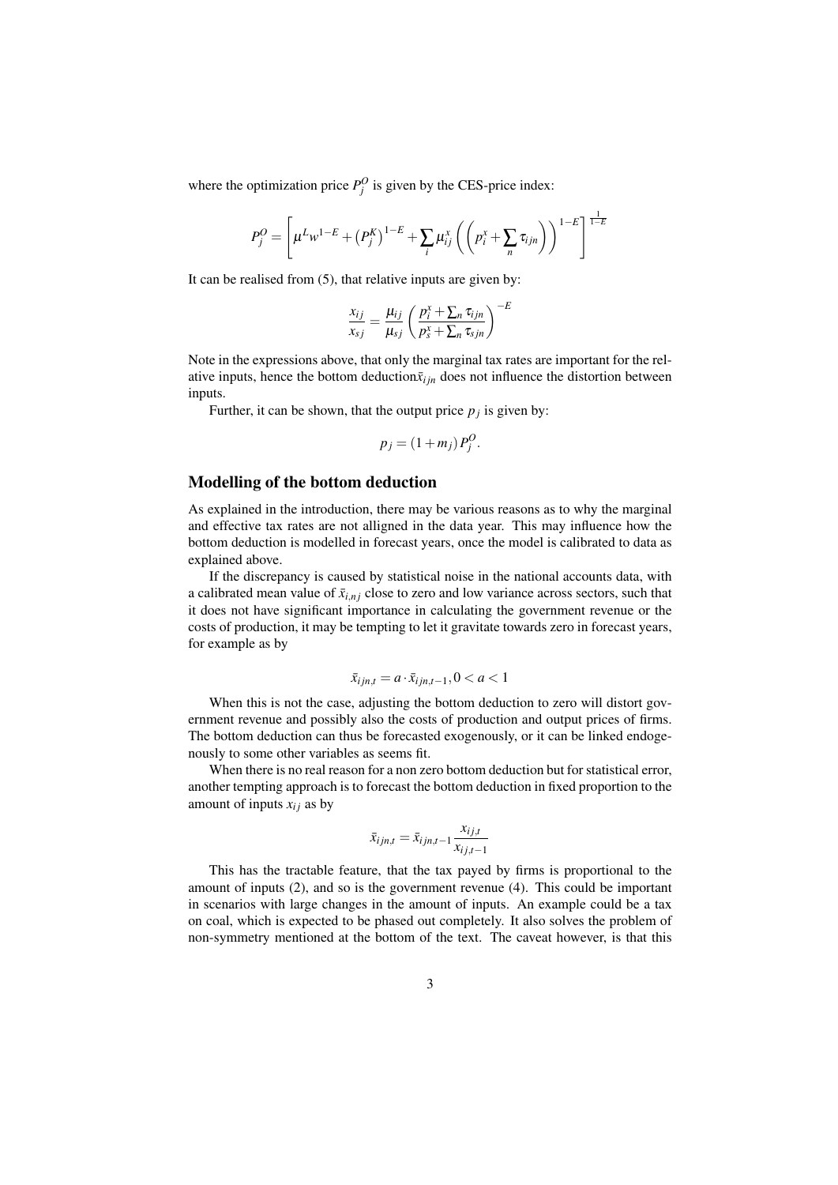where the optimization price $P_j^O$ is given by the CES-price index:

$$P_j^O = \left[ \mu^L w^{1-E} + \left(P_j^K\right)^{1-E} + \sum_i \mu_{ij}^x \left( \left( p_i^x + \sum_n \tau_{ijn} \right) \right)^{1-E} \right]^{\frac{1}{1-E}}$$

It can be realised from (5), that relative inputs are given by:

$$\frac{x_{ij}}{x_{sj}} = \frac{\mu_{ij}}{\mu_{sj}} \left( \frac{p_i^x + \sum_n \tau_{ijn}}{p_s^x + \sum_n \tau_{sjn}} \right)^{-E}$$

Note in the expressions above, that only the marginal tax rates are important for the relative inputs, hence the bottom deduction$\bar{x}_{ijn}$ does not influence the distortion between inputs.

Further, it can be shown, that the output price $p_j$ is given by:

$$p_j = (1 + m_j) P_j^O.$$

## Modelling of the bottom deduction

As explained in the introduction, there may be various reasons as to why the marginal and effective tax rates are not alligned in the data year. This may influence how the bottom deduction is modelled in forecast years, once the model is calibrated to data as explained above.

If the discrepancy is caused by statistical noise in the national accounts data, with a calibrated mean value of $\bar{x}_{i,nj}$ close to zero and low variance across sectors, such that it does not have significant importance in calculating the government revenue or the costs of production, it may be tempting to let it gravitate towards zero in forecast years, for example as by

$$\bar{x}_{ijn,t} = a \cdot \bar{x}_{ijn,t-1}, 0 < a < 1$$

When this is not the case, adjusting the bottom deduction to zero will distort government revenue and possibly also the costs of production and output prices of firms. The bottom deduction can thus be forecasted exogenously, or it can be linked endogenously to some other variables as seems fit.

When there is no real reason for a non zero bottom deduction but for statistical error, another tempting approach is to forecast the bottom deduction in fixed proportion to the amount of inputs $x_{ij}$ as by

$$\bar{x}_{ijn,t} = \bar{x}_{ijn,t-1} \frac{x_{ij,t}}{x_{ij,t-1}}$$

This has the tractable feature, that the tax payed by firms is proportional to the amount of inputs (2), and so is the government revenue (4). This could be important in scenarios with large changes in the amount of inputs. An example could be a tax on coal, which is expected to be phased out completely. It also solves the problem of non-symmetry mentioned at the bottom of the text. The caveat however, is that this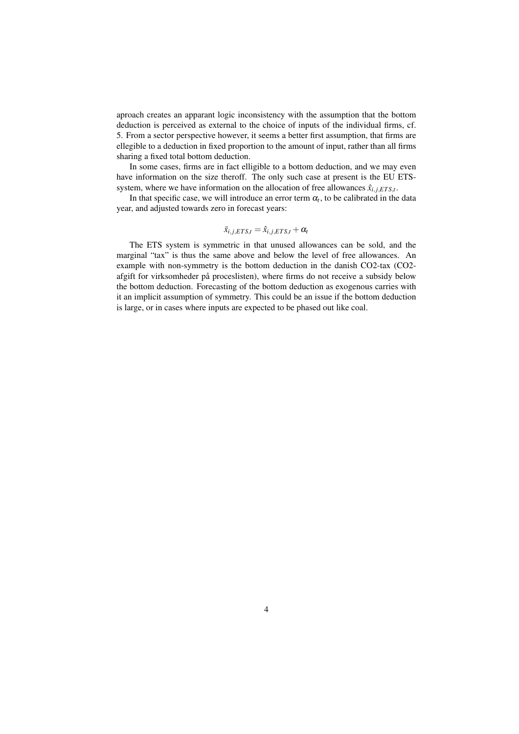aproach creates an apparant logic inconsistency with the assumption that the bottom deduction is perceived as external to the choice of inputs of the individual firms, cf. 5. From a sector perspective however, it seems a better first assumption, that firms are ellegible to a deduction in fixed proportion to the amount of input, rather than all firms sharing a fixed total bottom deduction.

In some cases, firms are in fact elligible to a bottom deduction, and we may even have information on the size theroff. The only such case at present is the EU ETS-system, where we have information on the allocation of free allowances $\hat{x}_{i,j,ETS,t}$.

In that specific case, we will introduce an error term $\alpha_t$, to be calibrated in the data year, and adjusted towards zero in forecast years:

$$\bar{x}_{i,j,ETS,t} = \hat{x}_{i,j,ETS,t} + \alpha_t$$

The ETS system is symmetric in that unused allowances can be sold, and the marginal "tax" is thus the same above and below the level of free allowances. An example with non-symmetry is the bottom deduction in the danish CO2-tax (CO2-afgift for virksomheder på proceslisten), where firms do not receive a subsidy below the bottom deduction. Forecasting of the bottom deduction as exogenous carries with it an implicit assumption of symmetry. This could be an issue if the bottom deduction is large, or in cases where inputs are expected to be phased out like coal.